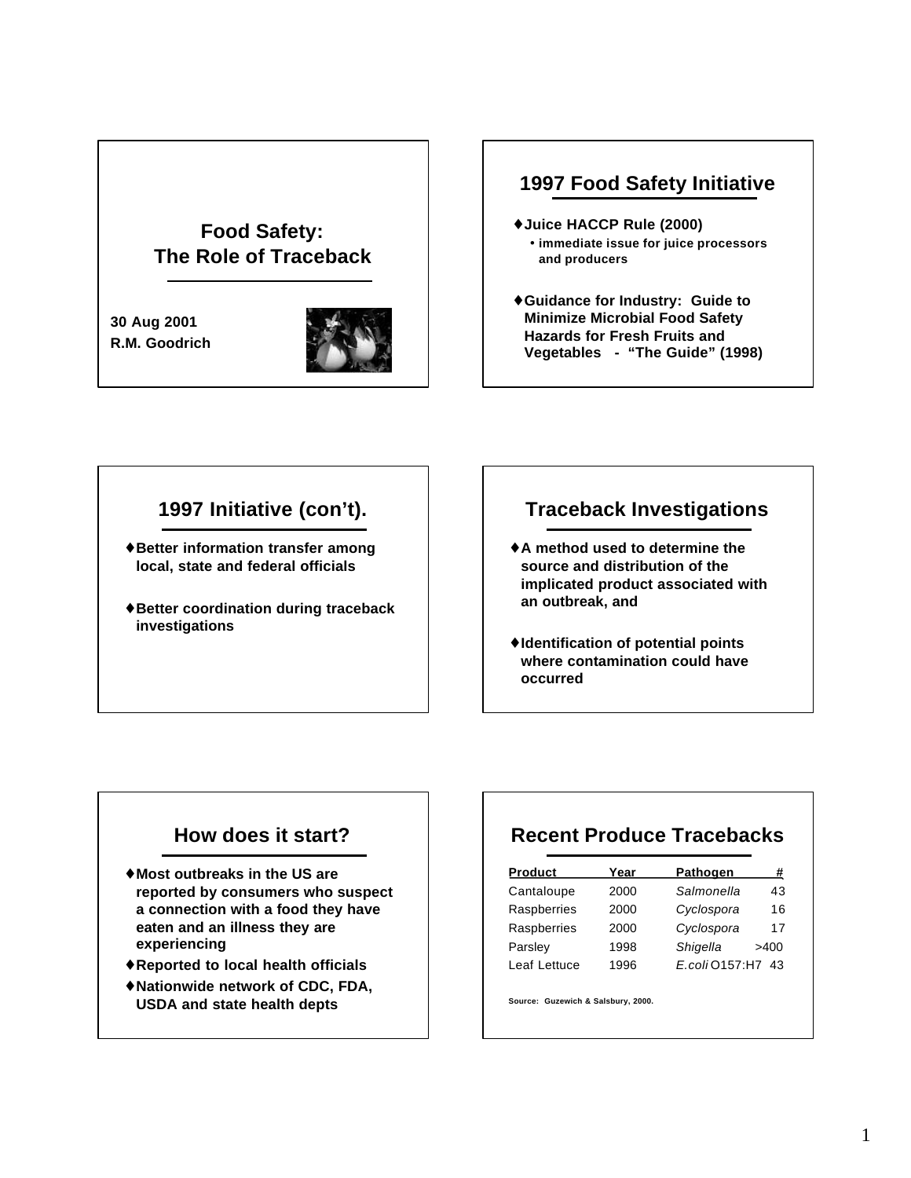# Food Safety: The Role of Traceback

30 Aug 2001
R.M. Goodrich

## 1997 Food Safety Initiative

- **Juice HACCP Rule (2000)**
  - immediate issue for juice processors and producers
- **Guidance for Industry: Guide to Minimize Microbial Food Safety Hazards for Fresh Fruits and Vegetables - "The Guide" (1998)**

## 1997 Initiative (con't).

- **Better information transfer among local, state and federal officials**
- **Better coordination during traceback investigations**

## Traceback Investigations

- **A method used to determine the source and distribution of the implicated product associated with an outbreak, and**
- **Identification of potential points where contamination could have occurred**

## How does it start?

- **Most outbreaks in the US are reported by consumers who suspect a connection with a food they have eaten and an illness they are experiencing**
- **Reported to local health officials**
- **Nationwide network of CDC, FDA, USDA and state health depts**

## Recent Produce Tracebacks

| Product | Year | Pathogen | # |
|---|---|---|---|
| Cantaloupe | 2000 | *Salmonella* | 43 |
| Raspberries | 2000 | *Cyclospora* | 16 |
| Raspberries | 2000 | *Cyclospora* | 17 |
| Parsley | 1998 | *Shigella* | >400 |
| Leaf Lettuce | 1996 | *E.coli* O157:H7 | 43 |

Source: Guzewich & Salsbury, 2000.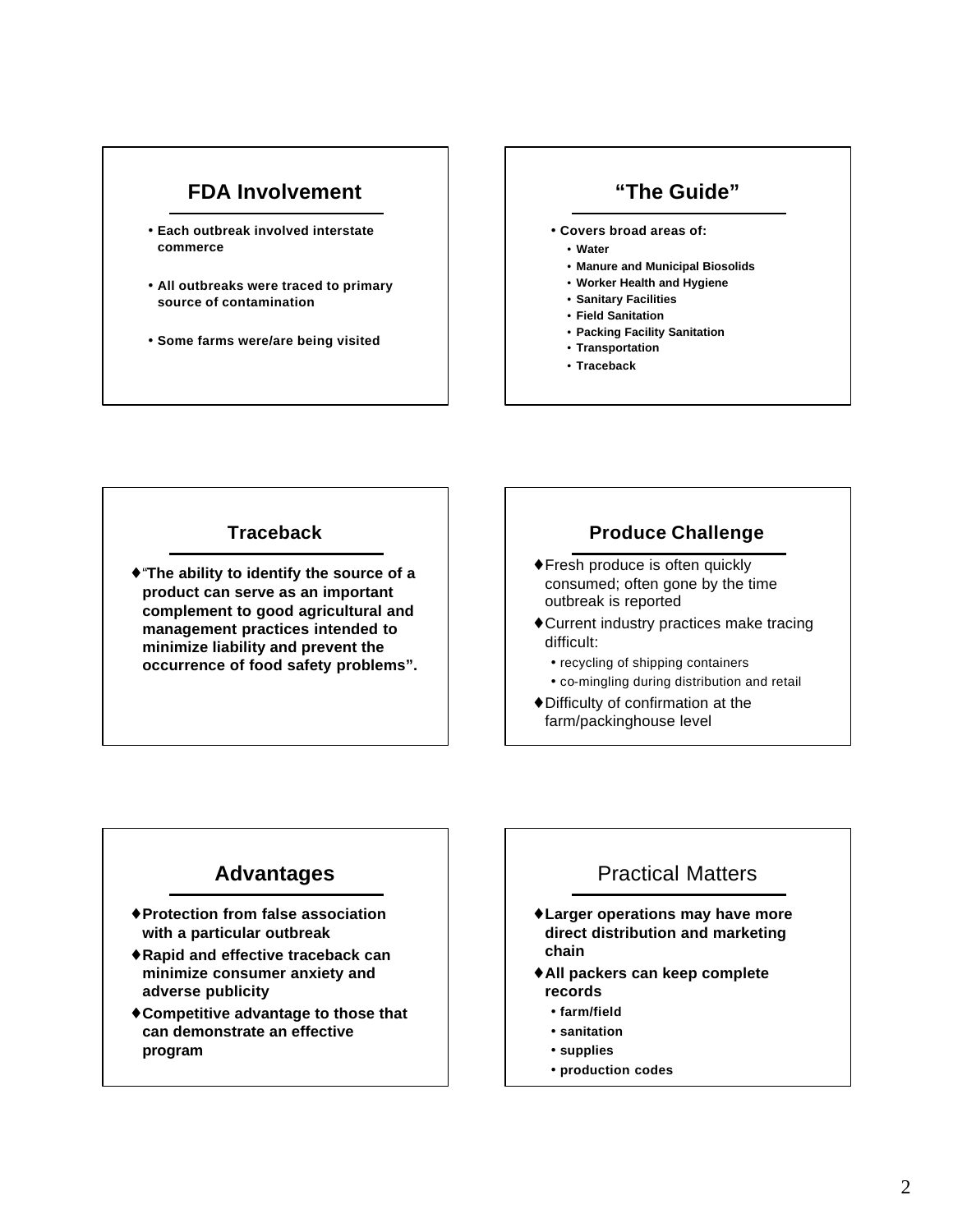## FDA Involvement

- **Each outbreak involved interstate commerce**
- **All outbreaks were traced to primary source of contamination**
- **Some farms were/are being visited**

## "The Guide"

- **Covers broad areas of:**
  - **Water**
  - **Manure and Municipal Biosolids**
  - **Worker Health and Hygiene**
  - **Sanitary Facilities**
  - **Field Sanitation**
  - **Packing Facility Sanitation**
  - **Transportation**
  - **Traceback**

## Traceback

- ♦"**The ability to identify the source of a product can serve as an important complement to good agricultural and management practices intended to minimize liability and prevent the occurrence of food safety problems".**

## Produce Challenge

- ♦Fresh produce is often quickly consumed; often gone by the time outbreak is reported
- ♦Current industry practices make tracing difficult:
  - recycling of shipping containers
  - co-mingling during distribution and retail
- ♦Difficulty of confirmation at the farm/packinghouse level

## Advantages

- ♦**Protection from false association with a particular outbreak**
- ♦**Rapid and effective traceback can minimize consumer anxiety and adverse publicity**
- ♦**Competitive advantage to those that can demonstrate an effective program**

## Practical Matters

- ♦**Larger operations may have more direct distribution and marketing chain**
- ♦**All packers can keep complete records**
  - **farm/field**
  - **sanitation**
  - **supplies**
  - **production codes**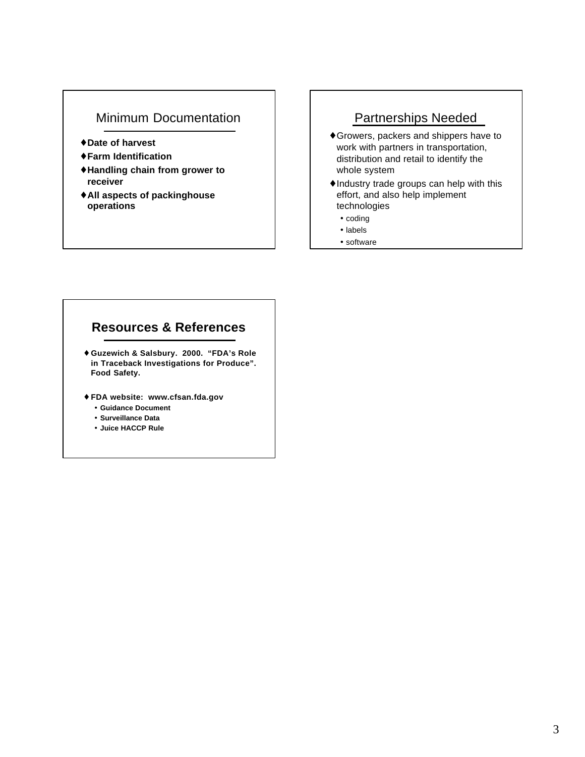## Minimum Documentation

- **Date of harvest**
- **Farm Identification**
- **Handling chain from grower to receiver**
- **All aspects of packinghouse operations**

## Partnerships Needed

- Growers, packers and shippers have to work with partners in transportation, distribution and retail to identify the whole system
- Industry trade groups can help with this effort, and also help implement technologies
  - coding
  - labels
  - software

## Resources & References

- **Guzewich & Salsbury. 2000. "FDA's Role in Traceback Investigations for Produce". Food Safety.**
- **FDA website: www.cfsan.fda.gov**
  - **Guidance Document**
  - **Surveillance Data**
  - **Juice HACCP Rule**